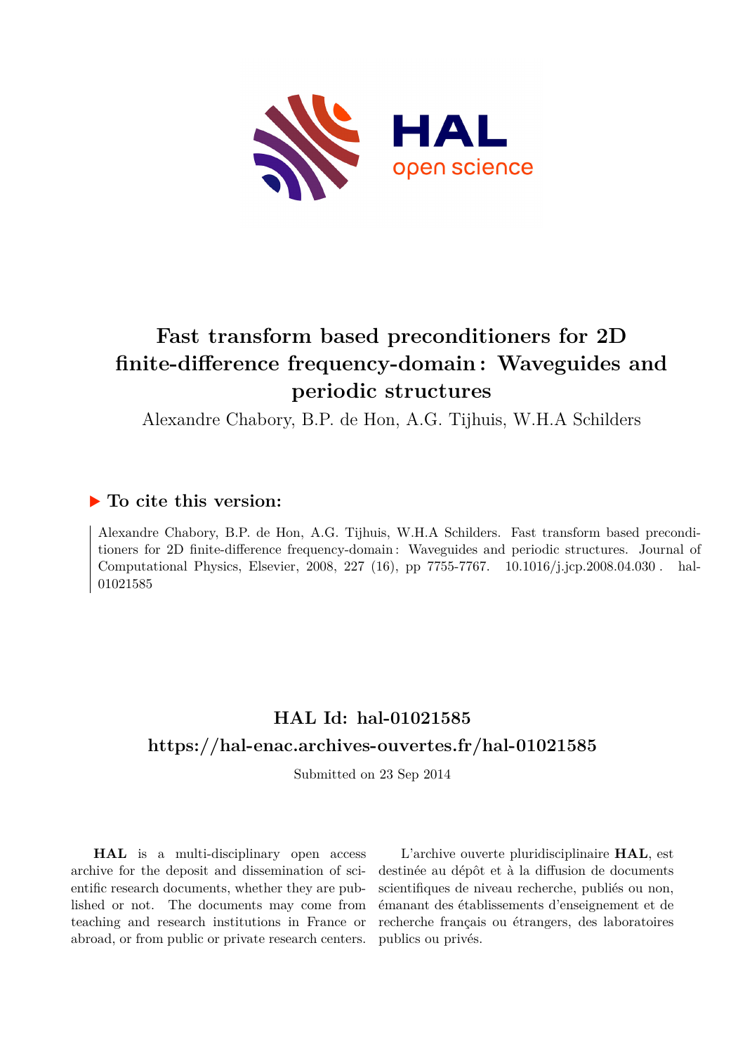# Fast transform based preconditioners for 2D finite-difference frequency-domain : Waveguides and periodic structures

Alexandre Chabory, B.P. de Hon, A.G. Tijhuis, W.H.A Schilders

## ▶ To cite this version:

Alexandre Chabory, B.P. de Hon, A.G. Tijhuis, W.H.A Schilders. Fast transform based preconditioners for 2D finite-difference frequency-domain : Waveguides and periodic structures. Journal of Computational Physics, Elsevier, 2008, 227 (16), pp 7755-7767. 10.1016/j.jcp.2008.04.030 . hal-01021585

## HAL Id: hal-01021585

## https://hal-enac.archives-ouvertes.fr/hal-01021585

Submitted on 23 Sep 2014

**HAL** is a multi-disciplinary open access archive for the deposit and dissemination of scientific research documents, whether they are published or not. The documents may come from teaching and research institutions in France or abroad, or from public or private research centers.

L'archive ouverte pluridisciplinaire **HAL**, est destinée au dépôt et à la diffusion de documents scientifiques de niveau recherche, publiés ou non, émanant des établissements d'enseignement et de recherche français ou étrangers, des laboratoires publics ou privés.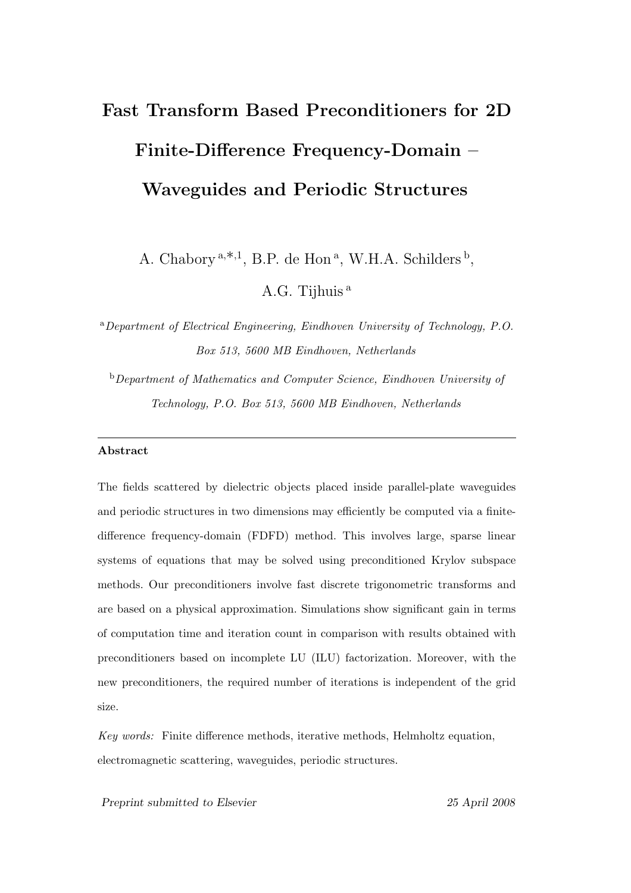# Fast Transform Based Preconditioners for 2D Finite-Difference Frequency-Domain – Waveguides and Periodic Structures

A. Chabory [a,*,1], B.P. de Hon [a], W.H.A. Schilders [b], A.G. Tijhuis [a]

[a] *Department of Electrical Engineering, Eindhoven University of Technology, P.O. Box 513, 5600 MB Eindhoven, Netherlands*

[b] *Department of Mathematics and Computer Science, Eindhoven University of Technology, P.O. Box 513, 5600 MB Eindhoven, Netherlands*

---

**Abstract**

The fields scattered by dielectric objects placed inside parallel-plate waveguides and periodic structures in two dimensions may efficiently be computed via a finite-difference frequency-domain (FDFD) method. This involves large, sparse linear systems of equations that may be solved using preconditioned Krylov subspace methods. Our preconditioners involve fast discrete trigonometric transforms and are based on a physical approximation. Simulations show significant gain in terms of computation time and iteration count in comparison with results obtained with preconditioners based on incomplete LU (ILU) factorization. Moreover, with the new preconditioners, the required number of iterations is independent of the grid size.

*Key words:* Finite difference methods, iterative methods, Helmholtz equation, electromagnetic scattering, waveguides, periodic structures.

*Preprint submitted to Elsevier* 25 April 2008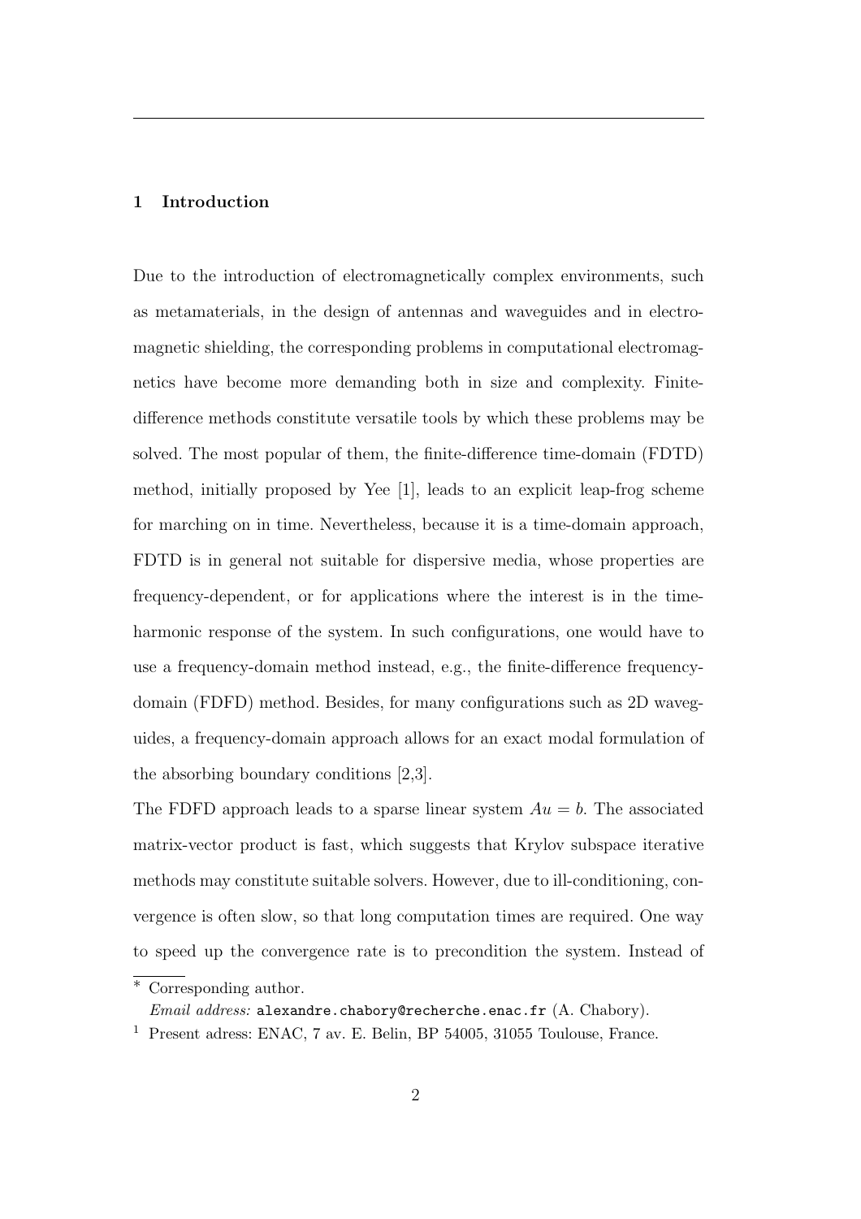## 1 Introduction

Due to the introduction of electromagnetically complex environments, such as metamaterials, in the design of antennas and waveguides and in electromagnetic shielding, the corresponding problems in computational electromagnetics have become more demanding both in size and complexity. Finite-difference methods constitute versatile tools by which these problems may be solved. The most popular of them, the finite-difference time-domain (FDTD) method, initially proposed by Yee [1], leads to an explicit leap-frog scheme for marching on in time. Nevertheless, because it is a time-domain approach, FDTD is in general not suitable for dispersive media, whose properties are frequency-dependent, or for applications where the interest is in the time-harmonic response of the system. In such configurations, one would have to use a frequency-domain method instead, e.g., the finite-difference frequency-domain (FDFD) method. Besides, for many configurations such as 2D waveguides, a frequency-domain approach allows for an exact modal formulation of the absorbing boundary conditions [2,3].

The FDFD approach leads to a sparse linear system $Au = b$. The associated matrix-vector product is fast, which suggests that Krylov subspace iterative methods may constitute suitable solvers. However, due to ill-conditioning, convergence is often slow, so that long computation times are required. One way to speed up the convergence rate is to precondition the system. Instead of

---

* Corresponding author.
*Email address:* alexandre.chabory@recherche.enac.fr (A. Chabory).

[1] Present adress: ENAC, 7 av. E. Belin, BP 54005, 31055 Toulouse, France.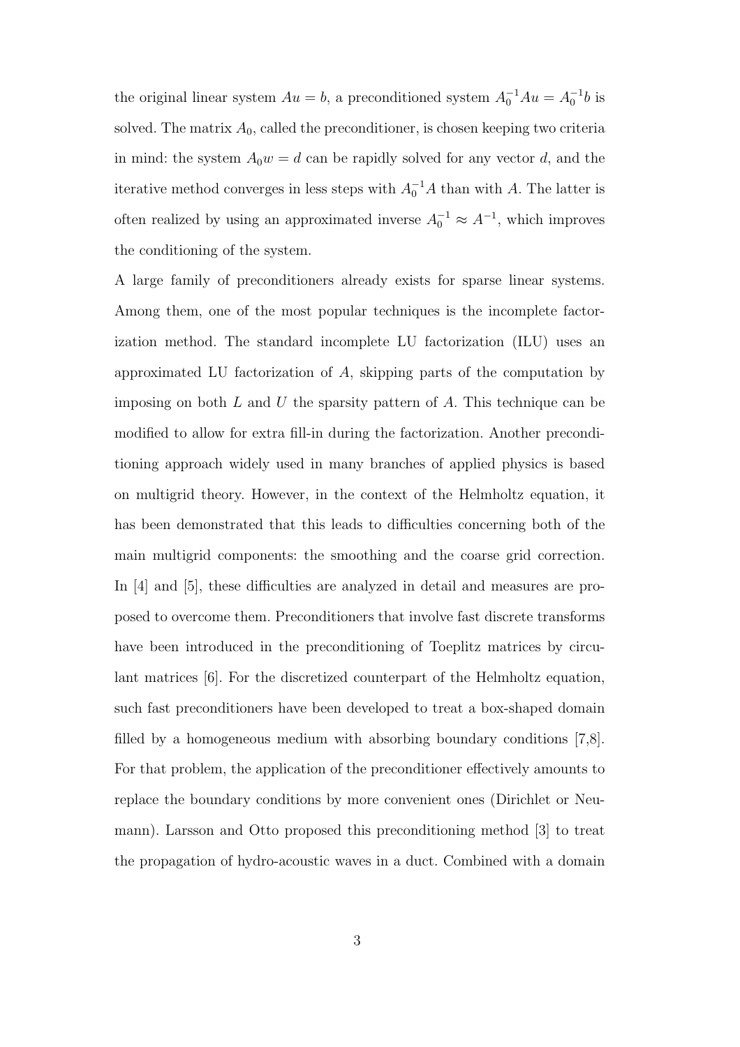the original linear system $Au = b$, a preconditioned system $A_0^{-1}Au = A_0^{-1}b$ is solved. The matrix $A_0$, called the preconditioner, is chosen keeping two criteria in mind: the system $A_0 w = d$ can be rapidly solved for any vector $d$, and the iterative method converges in less steps with $A_0^{-1}A$ than with $A$. The latter is often realized by using an approximated inverse $A_0^{-1} \approx A^{-1}$, which improves the conditioning of the system.

A large family of preconditioners already exists for sparse linear systems. Among them, one of the most popular techniques is the incomplete factorization method. The standard incomplete LU factorization (ILU) uses an approximated LU factorization of $A$, skipping parts of the computation by imposing on both $L$ and $U$ the sparsity pattern of $A$. This technique can be modified to allow for extra fill-in during the factorization. Another preconditioning approach widely used in many branches of applied physics is based on multigrid theory. However, in the context of the Helmholtz equation, it has been demonstrated that this leads to difficulties concerning both of the main multigrid components: the smoothing and the coarse grid correction. In [4] and [5], these difficulties are analyzed in detail and measures are proposed to overcome them. Preconditioners that involve fast discrete transforms have been introduced in the preconditioning of Toeplitz matrices by circulant matrices [6]. For the discretized counterpart of the Helmholtz equation, such fast preconditioners have been developed to treat a box-shaped domain filled by a homogeneous medium with absorbing boundary conditions [7,8]. For that problem, the application of the preconditioner effectively amounts to replace the boundary conditions by more convenient ones (Dirichlet or Neumann). Larsson and Otto proposed this preconditioning method [3] to treat the propagation of hydro-acoustic waves in a duct. Combined with a domain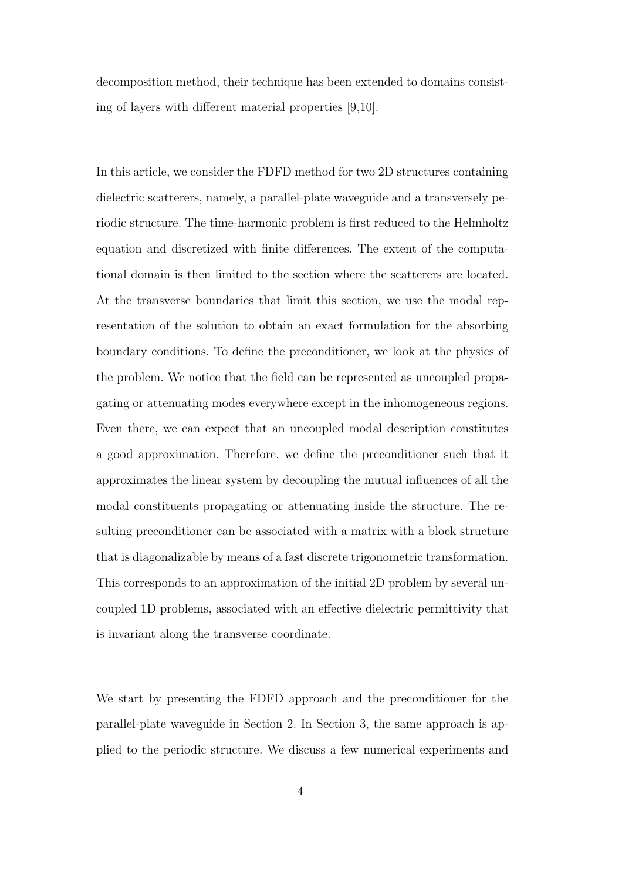decomposition method, their technique has been extended to domains consisting of layers with different material properties [9,10].

In this article, we consider the FDFD method for two 2D structures containing dielectric scatterers, namely, a parallel-plate waveguide and a transversely periodic structure. The time-harmonic problem is first reduced to the Helmholtz equation and discretized with finite differences. The extent of the computational domain is then limited to the section where the scatterers are located. At the transverse boundaries that limit this section, we use the modal representation of the solution to obtain an exact formulation for the absorbing boundary conditions. To define the preconditioner, we look at the physics of the problem. We notice that the field can be represented as uncoupled propagating or attenuating modes everywhere except in the inhomogeneous regions. Even there, we can expect that an uncoupled modal description constitutes a good approximation. Therefore, we define the preconditioner such that it approximates the linear system by decoupling the mutual influences of all the modal constituents propagating or attenuating inside the structure. The resulting preconditioner can be associated with a matrix with a block structure that is diagonalizable by means of a fast discrete trigonometric transformation. This corresponds to an approximation of the initial 2D problem by several uncoupled 1D problems, associated with an effective dielectric permittivity that is invariant along the transverse coordinate.

We start by presenting the FDFD approach and the preconditioner for the parallel-plate waveguide in Section 2. In Section 3, the same approach is applied to the periodic structure. We discuss a few numerical experiments and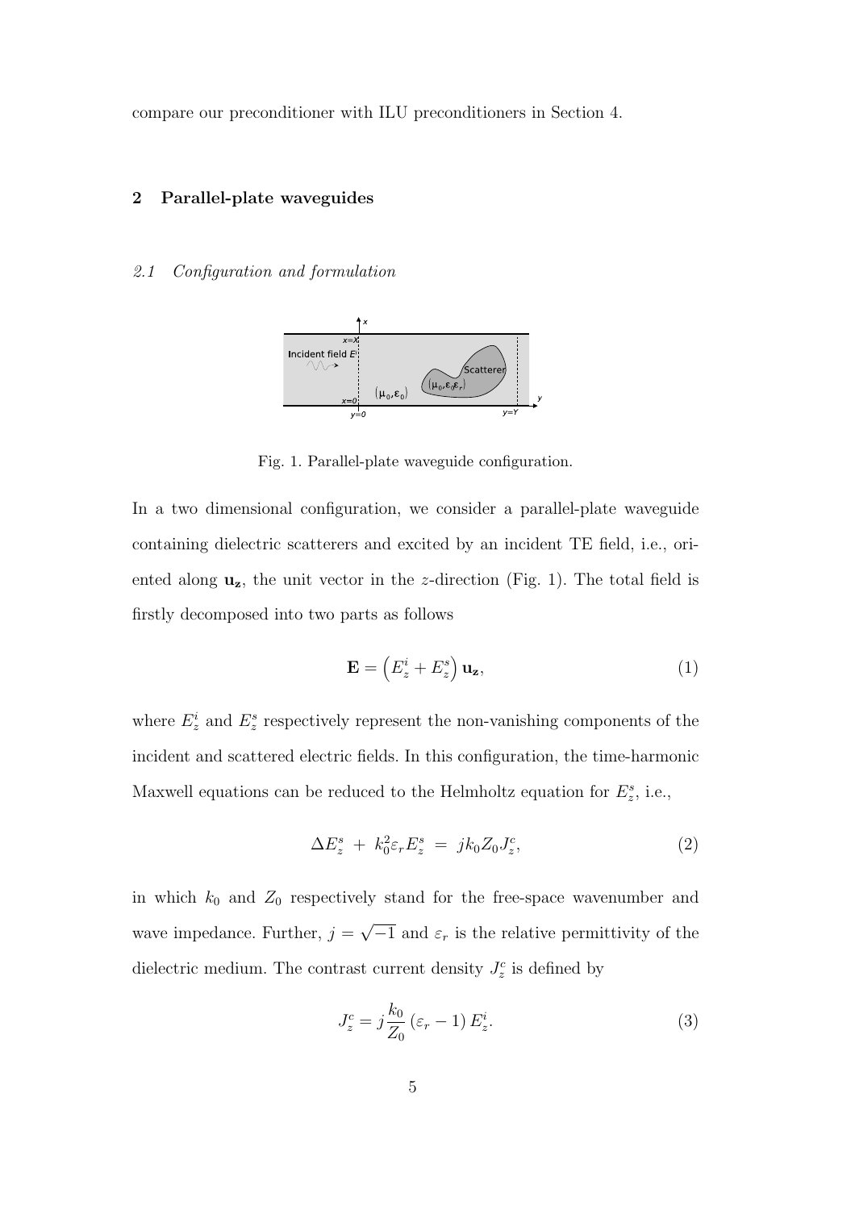compare our preconditioner with ILU preconditioners in Section 4.

## 2 Parallel-plate waveguides

### *2.1 Configuration and formulation*

Fig. 1. Parallel-plate waveguide configuration.

In a two dimensional configuration, we consider a parallel-plate waveguide containing dielectric scatterers and excited by an incident TE field, i.e., oriented along $\mathbf{u_z}$, the unit vector in the $z$-direction (Fig. 1). The total field is firstly decomposed into two parts as follows

$$\mathbf{E} = \left(E_z^i + E_z^s\right)\mathbf{u_z}, \tag{1}$$

where $E_z^i$ and $E_z^s$ respectively represent the non-vanishing components of the incident and scattered electric fields. In this configuration, the time-harmonic Maxwell equations can be reduced to the Helmholtz equation for $E_z^s$, i.e.,

$$\Delta E_z^s \ + \ k_0^2 \varepsilon_r E_z^s \ = \ jk_0 Z_0 J_z^c, \tag{2}$$

in which $k_0$ and $Z_0$ respectively stand for the free-space wavenumber and wave impedance. Further, $j = \sqrt{-1}$ and $\varepsilon_r$ is the relative permittivity of the dielectric medium. The contrast current density $J_z^c$ is defined by

$$J_z^c = j\frac{k_0}{Z_0}\left(\varepsilon_r - 1\right)E_z^i. \tag{3}$$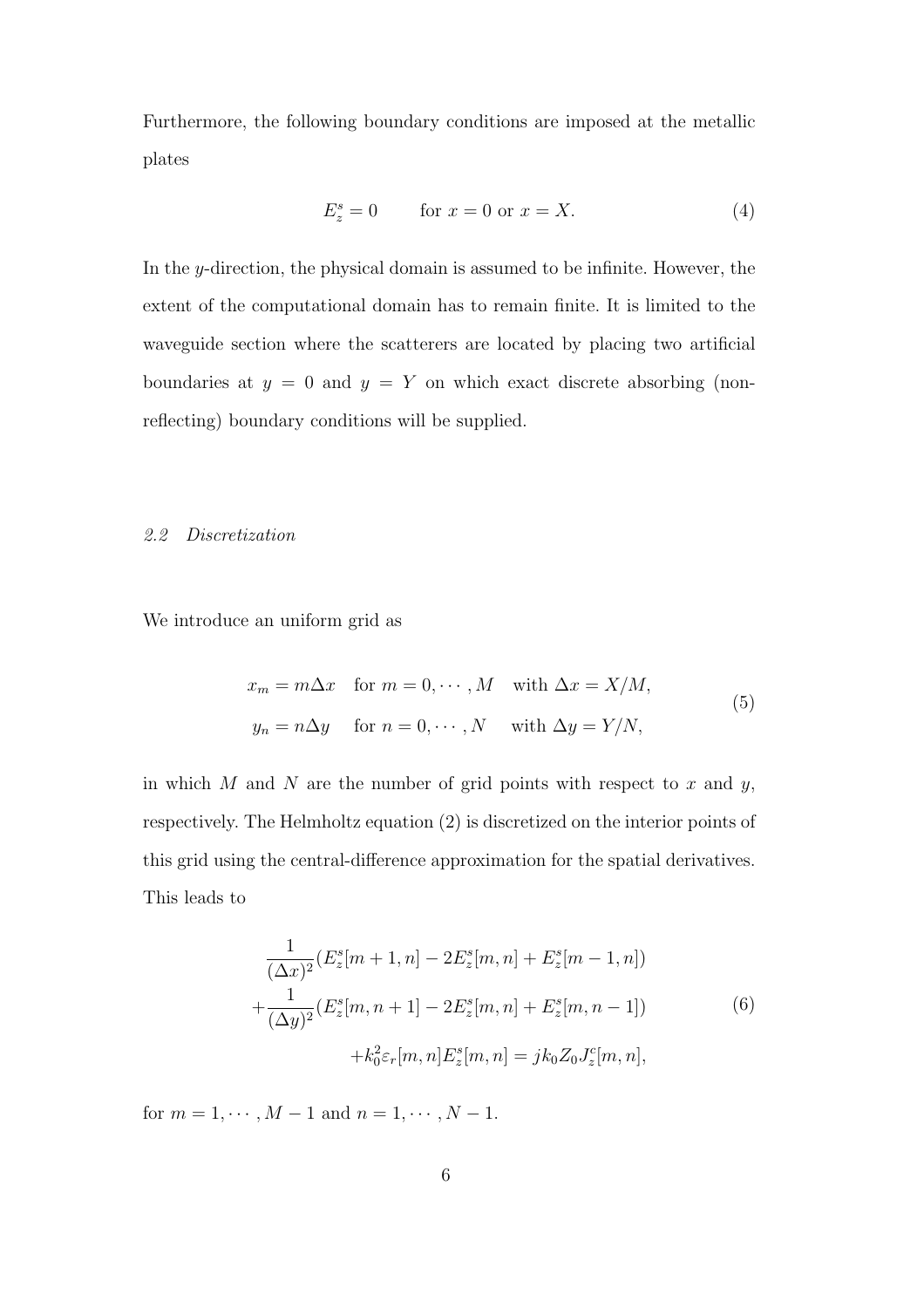Furthermore, the following boundary conditions are imposed at the metallic plates

$$E_z^s = 0 \qquad \text{for } x = 0 \text{ or } x = X. \tag{4}$$

In the $y$-direction, the physical domain is assumed to be infinite. However, the extent of the computational domain has to remain finite. It is limited to the waveguide section where the scatterers are located by placing two artificial boundaries at $y = 0$ and $y = Y$ on which exact discrete absorbing (non-reflecting) boundary conditions will be supplied.

### *2.2 Discretization*

We introduce an uniform grid as

$$\begin{aligned} x_m &= m\Delta x \quad \text{for } m = 0, \cdots, M \quad \text{with } \Delta x = X/M, \\ y_n &= n\Delta y \quad \text{ for } n = 0, \cdots, N \quad \text{ with } \Delta y = Y/N, \end{aligned} \tag{5}$$

in which $M$ and $N$ are the number of grid points with respect to $x$ and $y$, respectively. The Helmholtz equation (2) is discretized on the interior points of this grid using the central-difference approximation for the spatial derivatives. This leads to

$$\begin{aligned} &\frac{1}{(\Delta x)^2}(E_z^s[m+1,n] - 2E_z^s[m,n] + E_z^s[m-1,n]) \\ &+\frac{1}{(\Delta y)^2}(E_z^s[m,n+1] - 2E_z^s[m,n] + E_z^s[m,n-1]) \\ &\qquad +k_0^2\varepsilon_r[m,n]E_z^s[m,n] = jk_0 Z_0 J_z^c[m,n], \end{aligned} \tag{6}$$

for $m = 1, \cdots, M-1$ and $n = 1, \cdots, N-1$.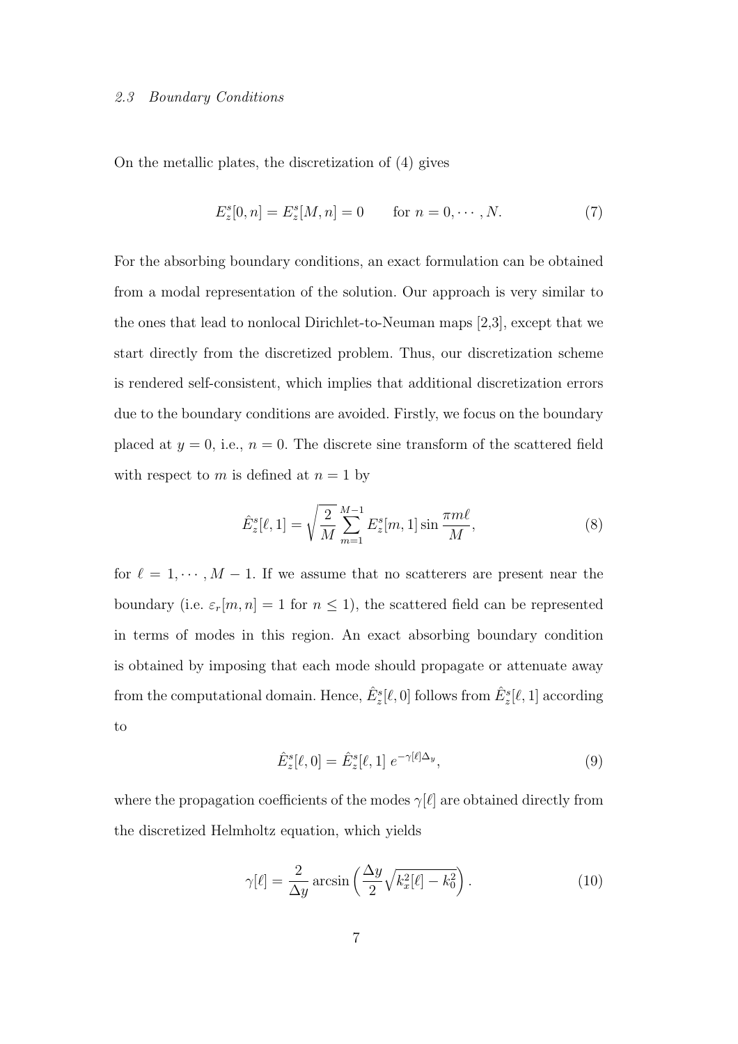### 2.3 Boundary Conditions

On the metallic plates, the discretization of (4) gives

$$E_z^s[0, n] = E_z^s[M, n] = 0 \qquad \text{for } n = 0, \cdots, N. \tag{7}$$

For the absorbing boundary conditions, an exact formulation can be obtained from a modal representation of the solution. Our approach is very similar to the ones that lead to nonlocal Dirichlet-to-Neuman maps [2,3], except that we start directly from the discretized problem. Thus, our discretization scheme is rendered self-consistent, which implies that additional discretization errors due to the boundary conditions are avoided. Firstly, we focus on the boundary placed at $y = 0$, i.e., $n = 0$. The discrete sine transform of the scattered field with respect to $m$ is defined at $n = 1$ by

$$\hat{E}_z^s[\ell, 1] = \sqrt{\frac{2}{M}} \sum_{m=1}^{M-1} E_z^s[m, 1] \sin \frac{\pi m \ell}{M}, \tag{8}$$

for $\ell = 1, \cdots, M - 1$. If we assume that no scatterers are present near the boundary (i.e. $\varepsilon_r[m, n] = 1$ for $n \leq 1$), the scattered field can be represented in terms of modes in this region. An exact absorbing boundary condition is obtained by imposing that each mode should propagate or attenuate away from the computational domain. Hence, $\hat{E}_z^s[\ell, 0]$ follows from $\hat{E}_z^s[\ell, 1]$ according to

$$\hat{E}_z^s[\ell, 0] = \hat{E}_z^s[\ell, 1] \; e^{-\gamma[\ell]\Delta_y}, \tag{9}$$

where the propagation coefficients of the modes $\gamma[\ell]$ are obtained directly from the discretized Helmholtz equation, which yields

$$\gamma[\ell] = \frac{2}{\Delta y} \operatorname{arcsin}\left( \frac{\Delta y}{2} \sqrt{k_x^2[\ell] - k_0^2} \right). \tag{10}$$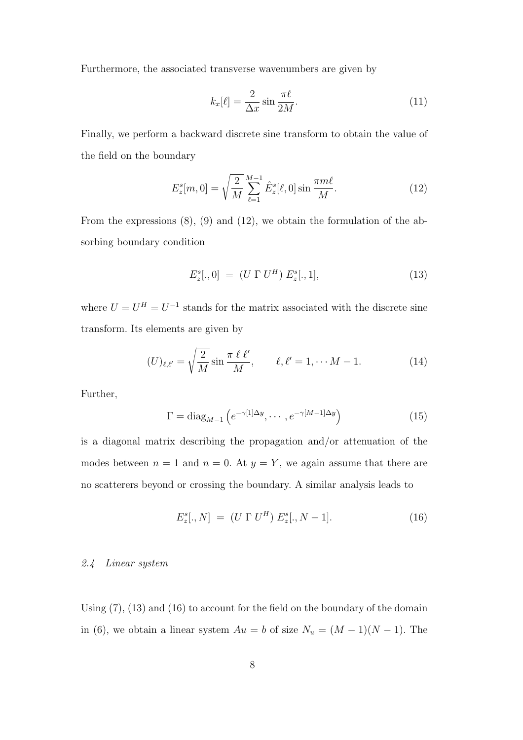Furthermore, the associated transverse wavenumbers are given by

$$k_x[\ell] = \frac{2}{\Delta x} \sin \frac{\pi \ell}{2M}. \tag{11}$$

Finally, we perform a backward discrete sine transform to obtain the value of the field on the boundary

$$E_z^s[m, 0] = \sqrt{\frac{2}{M}} \sum_{\ell=1}^{M-1} \hat{E}_z^s[\ell, 0] \sin \frac{\pi m \ell}{M}. \tag{12}$$

From the expressions (8), (9) and (12), we obtain the formulation of the absorbing boundary condition

$$E_z^s[., 0] \; = \; (U \; \Gamma \; U^H) \; E_z^s[., 1], \tag{13}$$

where $U = U^H = U^{-1}$ stands for the matrix associated with the discrete sine transform. Its elements are given by

$$(U)_{\ell, \ell'} = \sqrt{\frac{2}{M}} \sin \frac{\pi \; \ell \; \ell'}{M}, \qquad \ell, \ell' = 1, \cdots M-1. \tag{14}$$

Further,

$$\Gamma = \operatorname{diag}_{M-1} \left( e^{-\gamma[1] \Delta y}, \cdots, e^{-\gamma[M-1] \Delta y} \right) \tag{15}$$

is a diagonal matrix describing the propagation and/or attenuation of the modes between $n = 1$ and $n = 0$. At $y = Y$, we again assume that there are no scatterers beyond or crossing the boundary. A similar analysis leads to

$$E_z^s[., N] \; = \; (U \; \Gamma \; U^H) \; E_z^s[., N-1]. \tag{16}$$

### *2.4 Linear system*

Using (7), (13) and (16) to account for the field on the boundary of the domain in (6), we obtain a linear system $Au = b$ of size $N_u = (M-1)(N-1)$. The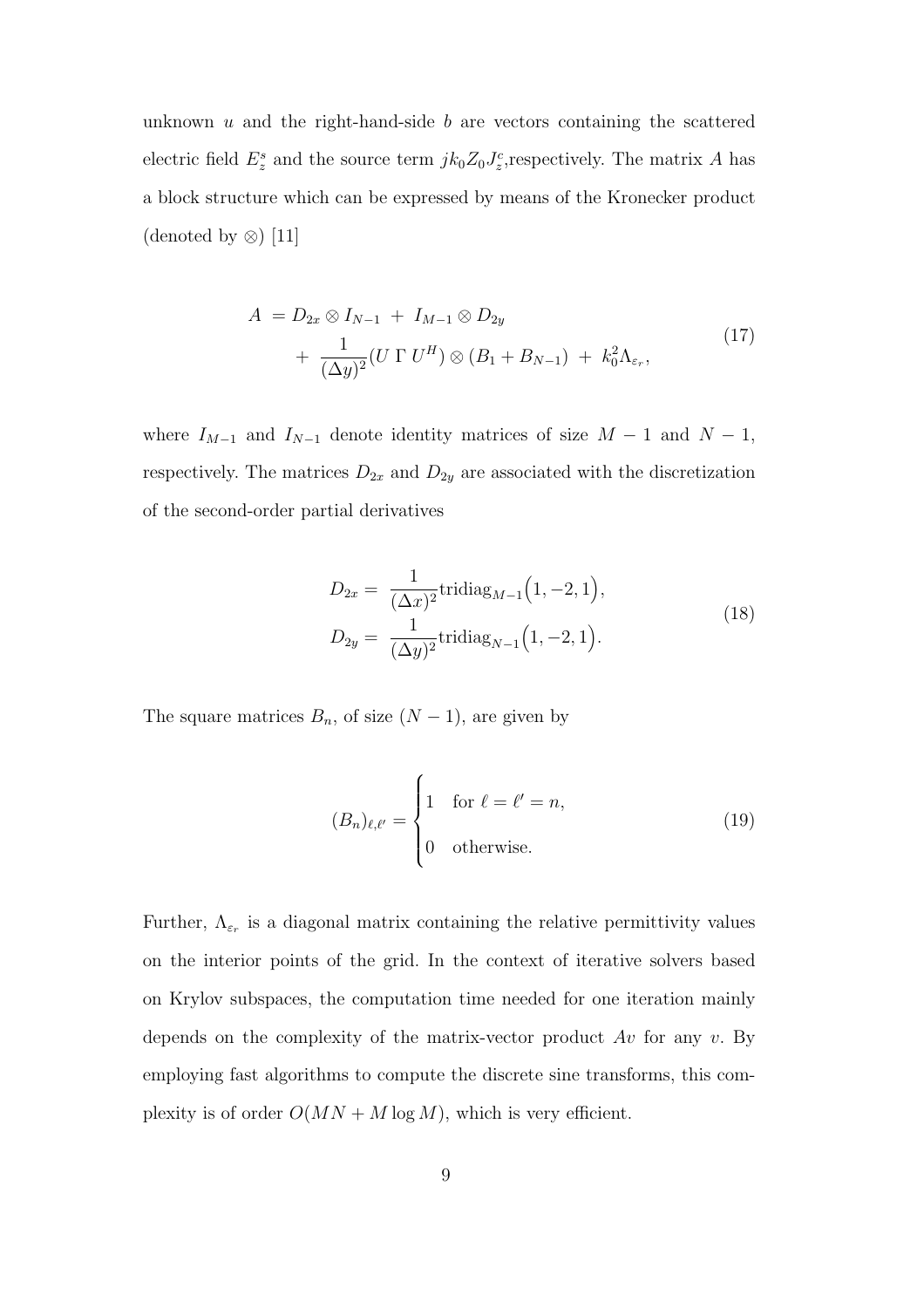unknown $u$ and the right-hand-side $b$ are vectors containing the scattered electric field $E_z^s$ and the source term $jk_0 Z_0 J_z^c$,respectively. The matrix $A$ has a block structure which can be expressed by means of the Kronecker product (denoted by $\otimes$) [11]

$$
\begin{aligned}
A \; &= D_{2x} \otimes I_{N-1} \; + \; I_{M-1} \otimes D_{2y} \\
&\quad + \; \frac{1}{(\Delta y)^2} (U \; \Gamma \; U^H) \otimes (B_1 + B_{N-1}) \; + \; k_0^2 \Lambda_{\varepsilon_r},
\end{aligned}
\tag{17}
$$

where $I_{M-1}$ and $I_{N-1}$ denote identity matrices of size $M-1$ and $N-1$, respectively. The matrices $D_{2x}$ and $D_{2y}$ are associated with the discretization of the second-order partial derivatives

$$
\begin{aligned}
D_{2x} &= \; \frac{1}{(\Delta x)^2} \text{tridiag}_{M-1}\Big(1, -2, 1\Big), \\
D_{2y} &= \; \frac{1}{(\Delta y)^2} \text{tridiag}_{N-1}\Big(1, -2, 1\Big).
\end{aligned}
\tag{18}
$$

The square matrices $B_n$, of size $(N-1)$, are given by

$$
(B_n)_{\ell, \ell'} = \begin{cases} 1 & \text{for } \ell = \ell' = n, \\ 0 & \text{otherwise.} \end{cases}
\tag{19}
$$

Further, $\Lambda_{\varepsilon_r}$ is a diagonal matrix containing the relative permittivity values on the interior points of the grid. In the context of iterative solvers based on Krylov subspaces, the computation time needed for one iteration mainly depends on the complexity of the matrix-vector product $Av$ for any $v$. By employing fast algorithms to compute the discrete sine transforms, this complexity is of order $O(MN + M \log M)$, which is very efficient.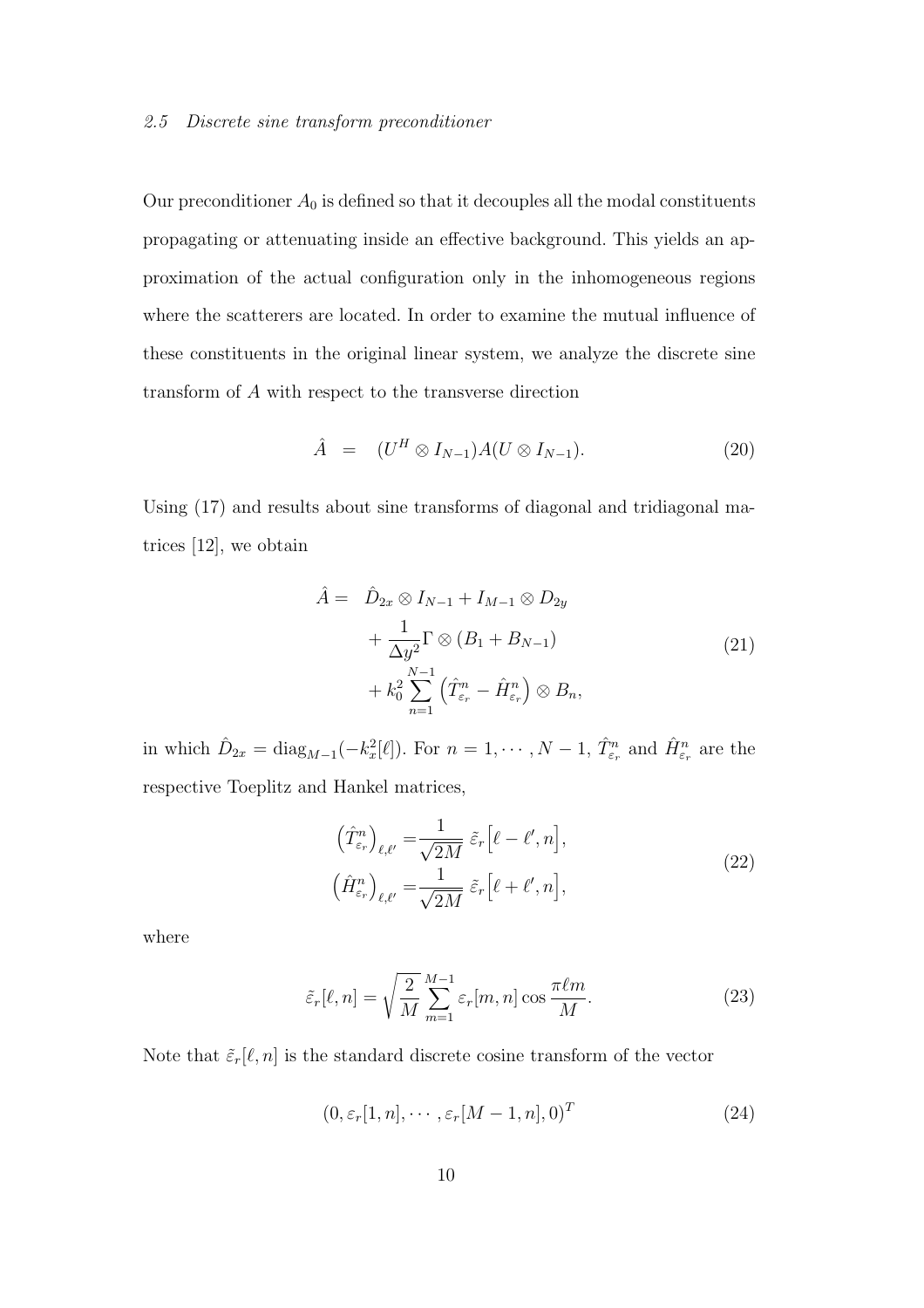### 2.5 Discrete sine transform preconditioner

Our preconditioner $A_0$ is defined so that it decouples all the modal constituents propagating or attenuating inside an effective background. This yields an approximation of the actual configuration only in the inhomogeneous regions where the scatterers are located. In order to examine the mutual influence of these constituents in the original linear system, we analyze the discrete sine transform of $A$ with respect to the transverse direction

$$\hat{A} \;=\; (U^H \otimes I_{N-1})A(U \otimes I_{N-1}). \tag{20}$$

Using (17) and results about sine transforms of diagonal and tridiagonal matrices [12], we obtain

$$\begin{aligned}
\hat{A} = \;& \hat{D}_{2x} \otimes I_{N-1} + I_{M-1} \otimes D_{2y} \\
&+ \frac{1}{\Delta y^2} \Gamma \otimes (B_1 + B_{N-1}) \\
&+ k_0^2 \sum_{n=1}^{N-1} \left( \hat{T}^n_{\varepsilon_r} - \hat{H}^n_{\varepsilon_r} \right) \otimes B_n,
\end{aligned} \tag{21}$$

in which $\hat{D}_{2x} = \mathrm{diag}_{M-1}(-k_x^2[\ell])$. For $n = 1, \cdots, N-1$, $\hat{T}^n_{\varepsilon_r}$ and $\hat{H}^n_{\varepsilon_r}$ are the respective Toeplitz and Hankel matrices,

$$\begin{aligned}
\left(\hat{T}^n_{\varepsilon_r}\right)_{\ell,\ell'} &= \frac{1}{\sqrt{2M}} \; \tilde{\varepsilon}_r\Big[\ell - \ell', n\Big], \\
\left(\hat{H}^n_{\varepsilon_r}\right)_{\ell,\ell'} &= \frac{1}{\sqrt{2M}} \; \tilde{\varepsilon}_r\Big[\ell + \ell', n\Big],
\end{aligned} \tag{22}$$

where

$$\tilde{\varepsilon}_r[\ell, n] = \sqrt{\frac{2}{M}} \sum_{m=1}^{M-1} \varepsilon_r[m, n] \cos \frac{\pi \ell m}{M}. \tag{23}$$

Note that $\tilde{\varepsilon}_r[\ell, n]$ is the standard discrete cosine transform of the vector

$$(0, \varepsilon_r[1, n], \cdots, \varepsilon_r[M-1, n], 0)^T \tag{24}$$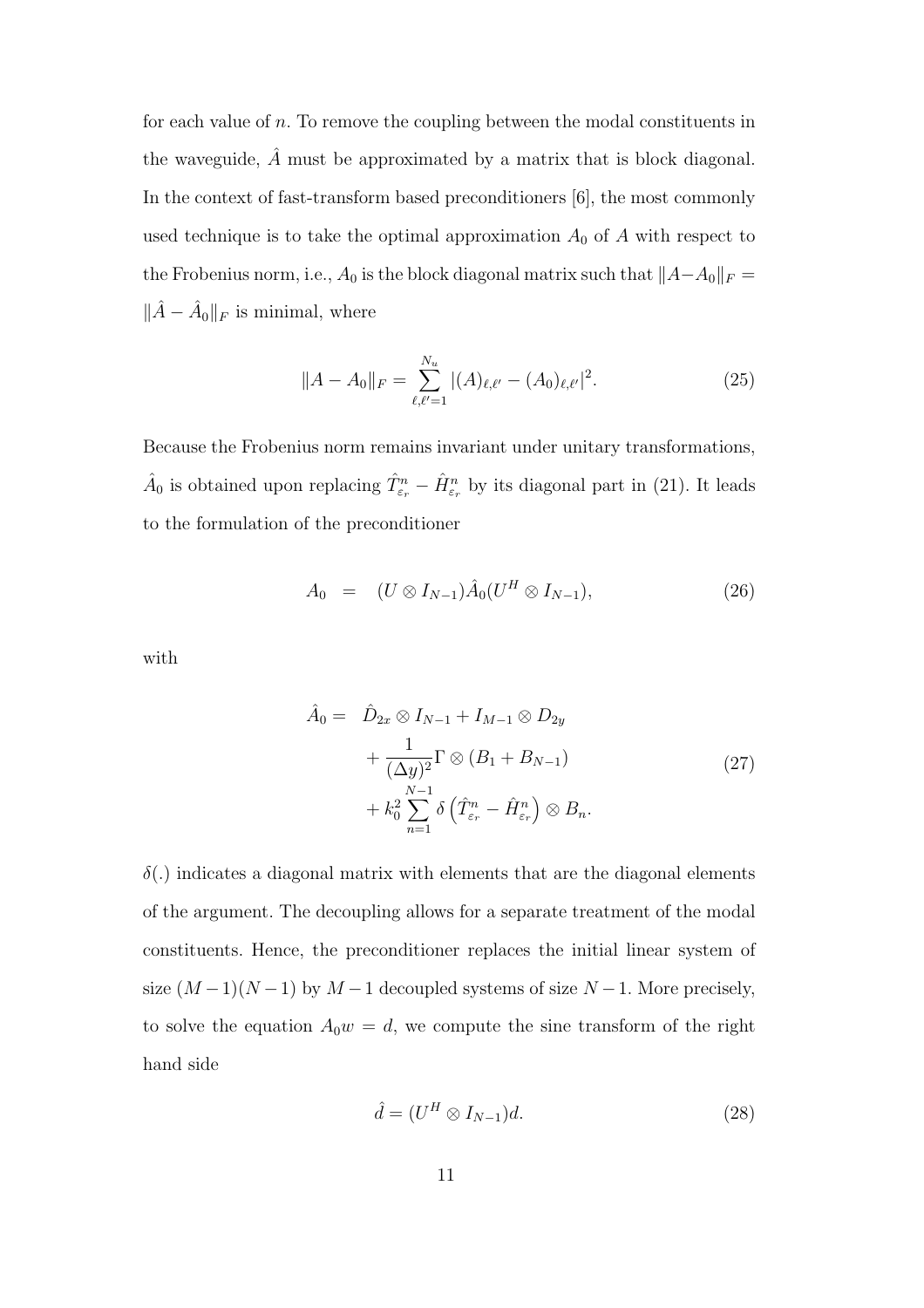for each value of $n$. To remove the coupling between the modal constituents in the waveguide, $\hat{A}$ must be approximated by a matrix that is block diagonal. In the context of fast-transform based preconditioners [6], the most commonly used technique is to take the optimal approximation $A_0$ of $A$ with respect to the Frobenius norm, i.e., $A_0$ is the block diagonal matrix such that $\|A - A_0\|_F = \|\hat{A} - \hat{A}_0\|_F$ is minimal, where

$$\|A - A_0\|_F = \sum_{\ell,\ell'=1}^{N_u} |(A)_{\ell,\ell'} - (A_0)_{\ell,\ell'}|^2. \tag{25}$$

Because the Frobenius norm remains invariant under unitary transformations, $\hat{A}_0$ is obtained upon replacing $\hat{T}^n_{\varepsilon_r} - \hat{H}^n_{\varepsilon_r}$ by its diagonal part in (21). It leads to the formulation of the preconditioner

$$A_0 \quad = \quad (U \otimes I_{N-1})\hat{A}_0(U^H \otimes I_{N-1}), \tag{26}$$

with

$$\begin{aligned} \hat{A}_0 = \quad & \hat{D}_{2x} \otimes I_{N-1} + I_{M-1} \otimes D_{2y} \\ & + \frac{1}{(\Delta y)^2} \Gamma \otimes (B_1 + B_{N-1}) \\ & + k_0^2 \sum_{n=1}^{N-1} \delta \left( \hat{T}^n_{\varepsilon_r} - \hat{H}^n_{\varepsilon_r} \right) \otimes B_n. \end{aligned} \tag{27}$$

$\delta(.)$ indicates a diagonal matrix with elements that are the diagonal elements of the argument. The decoupling allows for a separate treatment of the modal constituents. Hence, the preconditioner replaces the initial linear system of size $(M-1)(N-1)$ by $M-1$ decoupled systems of size $N-1$. More precisely, to solve the equation $A_0 w = d$, we compute the sine transform of the right hand side

$$\hat{d} = (U^H \otimes I_{N-1})d. \tag{28}$$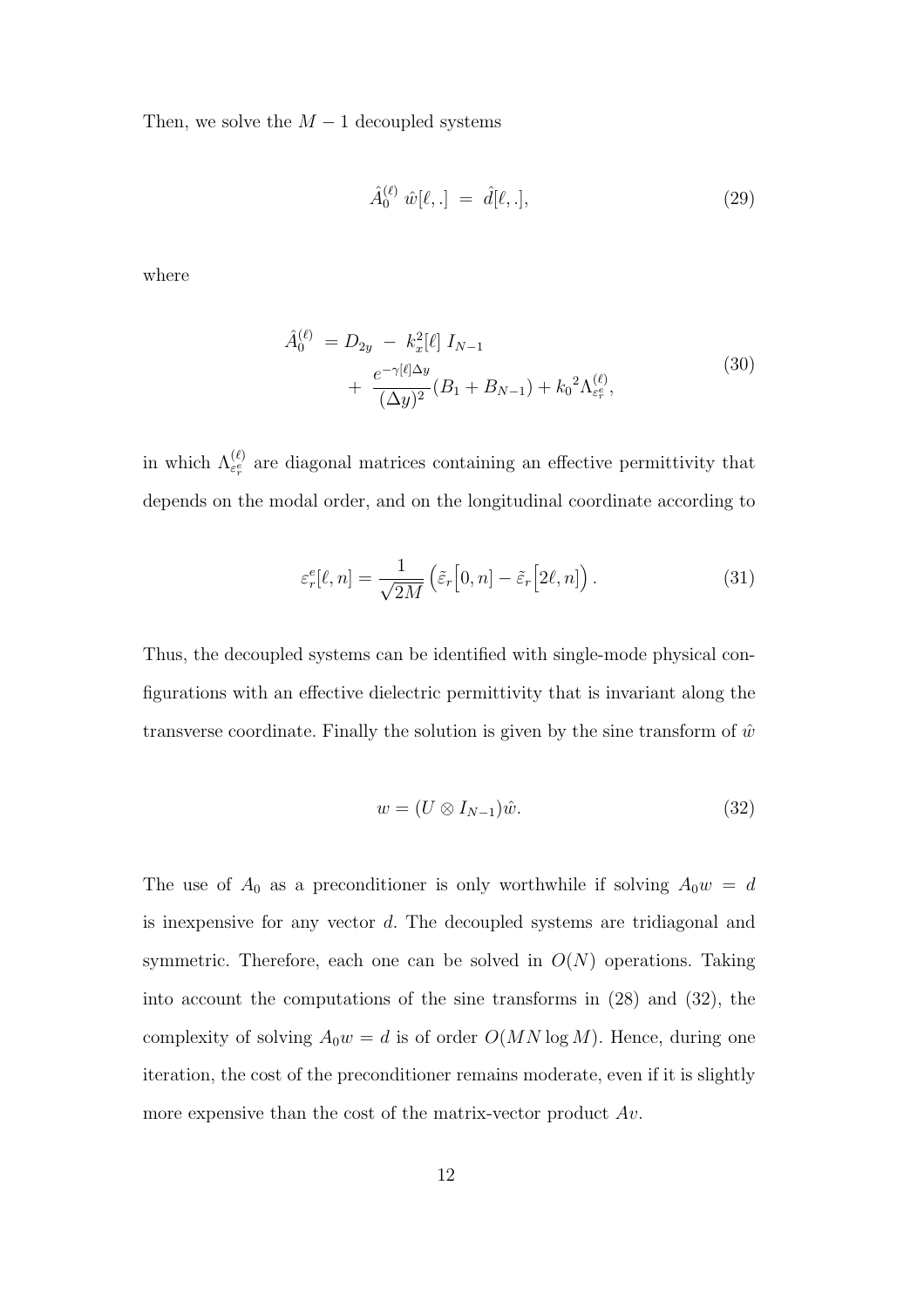Then, we solve the $M-1$ decoupled systems

$$
\hat{A}_0^{(\ell)} \; \hat{w}[\ell,.] \; = \; \hat{d}[\ell,.], \tag{29}
$$

where

$$
\begin{aligned}
\hat{A}_0^{(\ell)} \; &= D_{2y} \; - \; k_x^2[\ell] \; I_{N-1} \\
&+ \; \frac{e^{-\gamma[\ell]\Delta y}}{(\Delta y)^2}(B_1 + B_{N-1}) + {k_0}^2 \Lambda_{\varepsilon_r^e}^{(\ell)},
\end{aligned} \tag{30}
$$

in which $\Lambda_{\varepsilon_r^e}^{(\ell)}$ are diagonal matrices containing an effective permittivity that depends on the modal order, and on the longitudinal coordinate according to

$$
\varepsilon_r^e[\ell, n] = \frac{1}{\sqrt{2M}} \left( \tilde{\varepsilon}_r\Big[0, n\Big] - \tilde{\varepsilon}_r\Big[2\ell, n\Big] \right). \tag{31}
$$

Thus, the decoupled systems can be identified with single-mode physical configurations with an effective dielectric permittivity that is invariant along the transverse coordinate. Finally the solution is given by the sine transform of $\hat{w}$

$$
w = (U \otimes I_{N-1})\hat{w}. \tag{32}
$$

The use of $A_0$ as a preconditioner is only worthwhile if solving $A_0 w = d$ is inexpensive for any vector $d$. The decoupled systems are tridiagonal and symmetric. Therefore, each one can be solved in $O(N)$ operations. Taking into account the computations of the sine transforms in (28) and (32), the complexity of solving $A_0 w = d$ is of order $O(MN \log M)$. Hence, during one iteration, the cost of the preconditioner remains moderate, even if it is slightly more expensive than the cost of the matrix-vector product $Av$.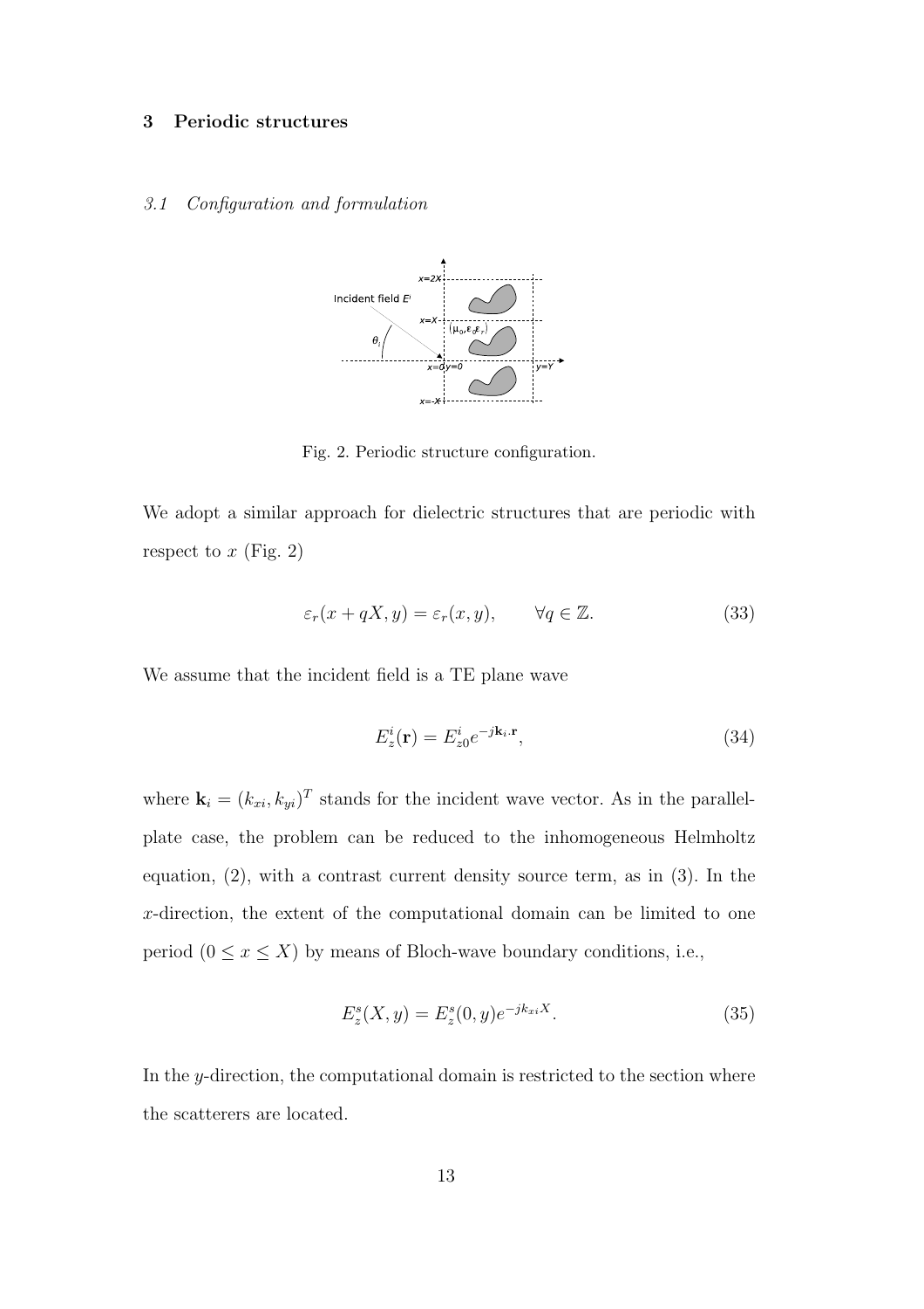## 3 Periodic structures

### *3.1 Configuration and formulation*

Fig. 2. Periodic structure configuration.

We adopt a similar approach for dielectric structures that are periodic with respect to $x$ (Fig. 2)

$$\varepsilon_r(x + qX, y) = \varepsilon_r(x, y), \qquad \forall q \in \mathbb{Z}. \tag{33}$$

We assume that the incident field is a TE plane wave

$$E_z^i(\mathbf{r}) = E_{z0}^i e^{-j\mathbf{k}_i.\mathbf{r}}, \tag{34}$$

where $\mathbf{k}_i = (k_{xi}, k_{yi})^T$ stands for the incident wave vector. As in the parallel-plate case, the problem can be reduced to the inhomogeneous Helmholtz equation, (2), with a contrast current density source term, as in (3). In the $x$-direction, the extent of the computational domain can be limited to one period ($0 \leq x \leq X$) by means of Bloch-wave boundary conditions, i.e.,

$$E_z^s(X, y) = E_z^s(0, y)e^{-jk_{xi}X}. \tag{35}$$

In the $y$-direction, the computational domain is restricted to the section where the scatterers are located.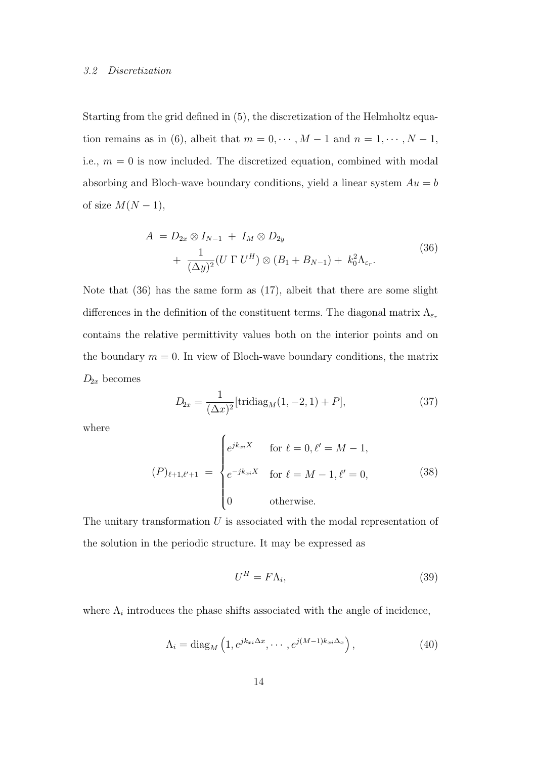### 3.2 Discretization

Starting from the grid defined in (5), the discretization of the Helmholtz equation remains as in (6), albeit that $m = 0, \cdots, M-1$ and $n = 1, \cdots, N-1$, i.e., $m = 0$ is now included. The discretized equation, combined with modal absorbing and Bloch-wave boundary conditions, yield a linear system $Au = b$ of size $M(N-1)$,

$$
\begin{aligned}
A &= D_{2x} \otimes I_{N-1} \; + \; I_M \otimes D_{2y} \\
&\quad + \; \frac{1}{(\Delta y)^2}(U \, \Gamma \, U^H) \otimes (B_1 + B_{N-1}) + \; k_0^2 \Lambda_{\varepsilon_r}.
\end{aligned}
\tag{36}
$$

Note that (36) has the same form as (17), albeit that there are some slight differences in the definition of the constituent terms. The diagonal matrix $\Lambda_{\varepsilon_r}$ contains the relative permittivity values both on the interior points and on the boundary $m = 0$. In view of Bloch-wave boundary conditions, the matrix $D_{2x}$ becomes

$$
D_{2x} = \frac{1}{(\Delta x)^2}[\text{tridiag}_M(1, -2, 1) + P], \tag{37}
$$

where

$$
(P)_{\ell+1, \ell'+1} \; = \; \begin{cases} e^{jk_{xi}X} & \text{for } \ell = 0, \ell' = M-1, \\ e^{-jk_{xi}X} & \text{for } \ell = M-1, \ell' = 0, \\ 0 & \text{otherwise.} \end{cases} \tag{38}
$$

The unitary transformation $U$ is associated with the modal representation of the solution in the periodic structure. It may be expressed as

$$
U^H = F \Lambda_i, \tag{39}
$$

where $\Lambda_i$ introduces the phase shifts associated with the angle of incidence,

$$
\Lambda_i = \text{diag}_M \left( 1, e^{jk_{xi}\Delta x}, \cdots, e^{j(M-1)k_{xi}\Delta_x} \right), \tag{40}
$$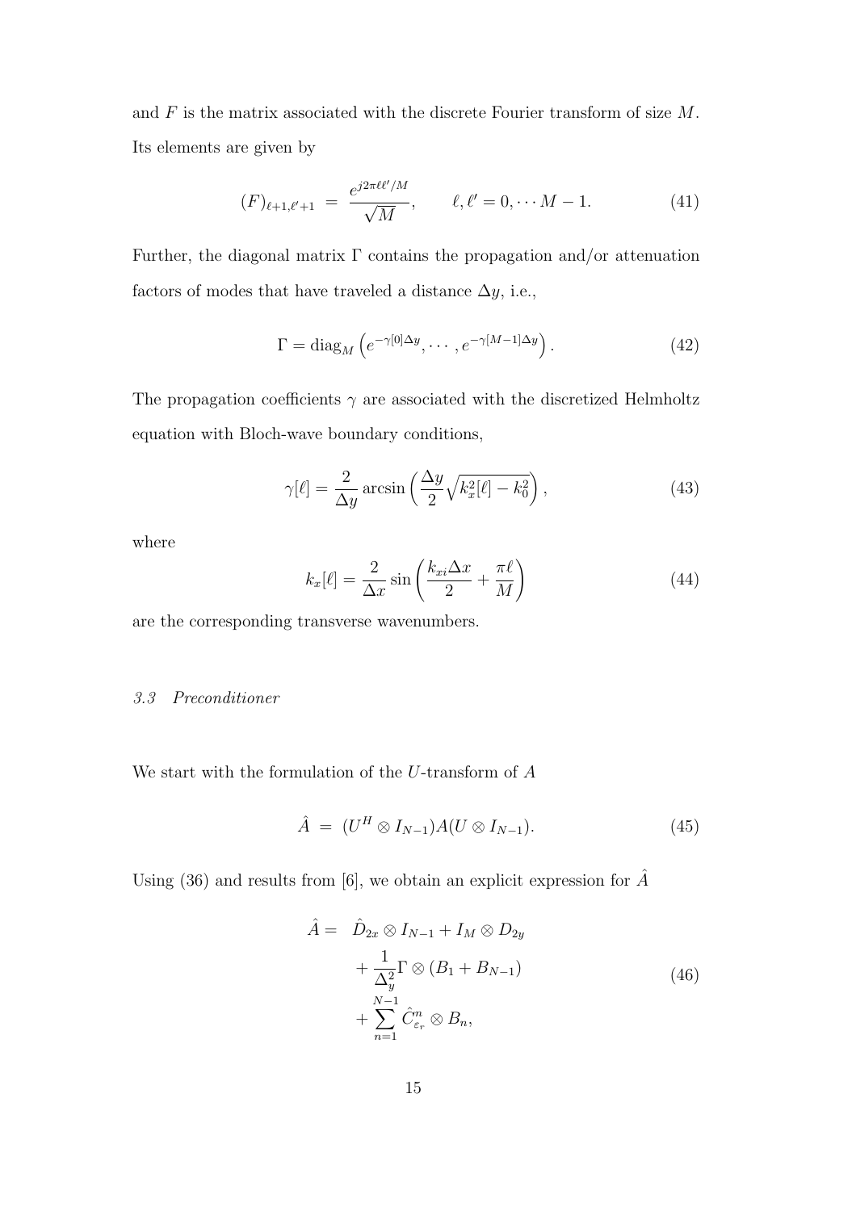and $F$ is the matrix associated with the discrete Fourier transform of size $M$. Its elements are given by

$$(F)_{\ell+1,\ell'+1} \;=\; \frac{e^{j2\pi\ell\ell'/M}}{\sqrt{M}}, \qquad \ell,\ell' = 0,\cdots M-1. \tag{41}$$

Further, the diagonal matrix $\Gamma$ contains the propagation and/or attenuation factors of modes that have traveled a distance $\Delta y$, i.e.,

$$\Gamma = \mathrm{diag}_M\left(e^{-\gamma[0]\Delta y},\cdots,e^{-\gamma[M-1]\Delta y}\right). \tag{42}$$

The propagation coefficients $\gamma$ are associated with the discretized Helmholtz equation with Bloch-wave boundary conditions,

$$\gamma[\ell] = \frac{2}{\Delta y}\arcsin\left(\frac{\Delta y}{2}\sqrt{k_x^2[\ell]-k_0^2}\right), \tag{43}$$

where

$$k_x[\ell] = \frac{2}{\Delta x}\sin\left(\frac{k_{xi}\Delta x}{2}+\frac{\pi\ell}{M}\right) \tag{44}$$

are the corresponding transverse wavenumbers.

### *3.3 Preconditioner*

We start with the formulation of the $U$-transform of $A$

$$\hat{A} \;=\; (U^H \otimes I_{N-1})A(U\otimes I_{N-1}). \tag{45}$$

Using (36) and results from [6], we obtain an explicit expression for $\hat{A}$

$$\begin{aligned}\hat{A} = \;& \hat{D}_{2x}\otimes I_{N-1} + I_M \otimes D_{2y} \\ & + \frac{1}{\Delta_y^2}\Gamma\otimes(B_1 + B_{N-1}) \\ & + \sum_{n=1}^{N-1}\hat{C}_{\varepsilon_r}^{m}\otimes B_n,\end{aligned} \tag{46}$$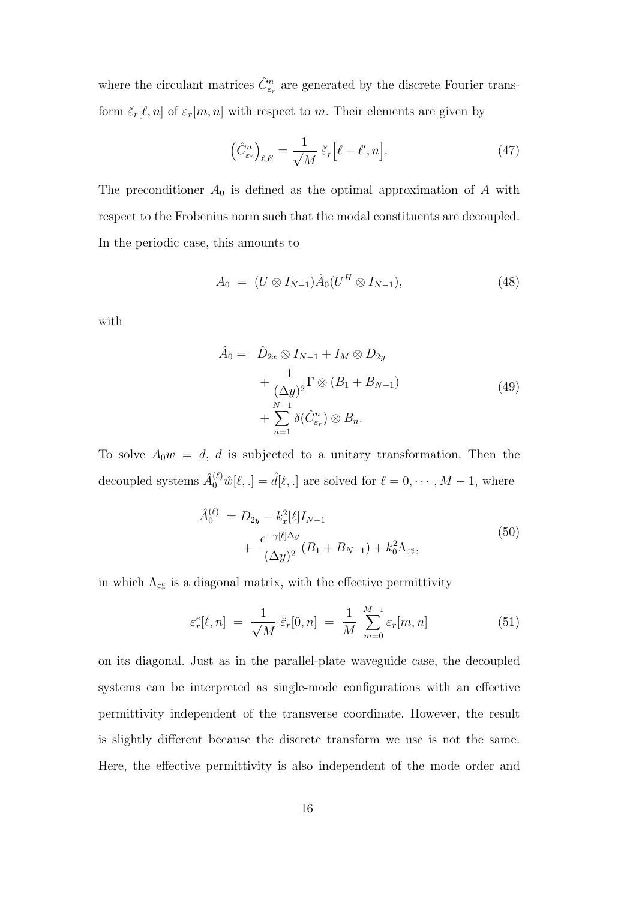where the circulant matrices $\hat{C}^n_{\varepsilon_r}$ are generated by the discrete Fourier transform $\breve{\varepsilon}_r[\ell, n]$ of $\varepsilon_r[m, n]$ with respect to $m$. Their elements are given by

$$\left(\hat{C}^n_{\varepsilon_r}\right)_{\ell,\ell'} = \frac{1}{\sqrt{M}}\, \breve{\varepsilon}_r\Big[\ell - \ell', n\Big]. \tag{47}$$

The preconditioner $A_0$ is defined as the optimal approximation of $A$ with respect to the Frobenius norm such that the modal constituents are decoupled. In the periodic case, this amounts to

$$A_0 \;=\; (U \otimes I_{N-1})\hat{A}_0(U^H \otimes I_{N-1}), \tag{48}$$

with

$$\begin{aligned} \hat{A}_0 = \;\; & \hat{D}_{2x} \otimes I_{N-1} + I_M \otimes D_{2y} \\ & + \frac{1}{(\Delta y)^2}\Gamma \otimes (B_1 + B_{N-1}) \\ & + \sum_{n=1}^{N-1} \delta(\hat{C}^n_{\varepsilon_r}) \otimes B_n. \end{aligned} \tag{49}$$

To solve $A_0 w = d$, $d$ is subjected to a unitary transformation. Then the decoupled systems $\hat{A}_0^{(\ell)}\hat{w}[\ell, .] = \hat{d}[\ell, .]$ are solved for $\ell = 0, \cdots, M-1$, where

$$\begin{aligned} \hat{A}_0^{(\ell)} \; & = D_{2y} - k_x^2[\ell] I_{N-1} \\ & + \; \frac{e^{-\gamma[\ell]\Delta y}}{(\Delta y)^2}(B_1 + B_{N-1}) + k_0^2 \Lambda_{\varepsilon_r^e}, \end{aligned} \tag{50}$$

in which $\Lambda_{\varepsilon_r^e}$ is a diagonal matrix, with the effective permittivity

$$\varepsilon_r^e[\ell, n] \;=\; \frac{1}{\sqrt{M}}\, \breve{\varepsilon}_r[0, n] \;=\; \frac{1}{M}\sum_{m=0}^{M-1} \varepsilon_r[m, n] \tag{51}$$

on its diagonal. Just as in the parallel-plate waveguide case, the decoupled systems can be interpreted as single-mode configurations with an effective permittivity independent of the transverse coordinate. However, the result is slightly different because the discrete transform we use is not the same. Here, the effective permittivity is also independent of the mode order and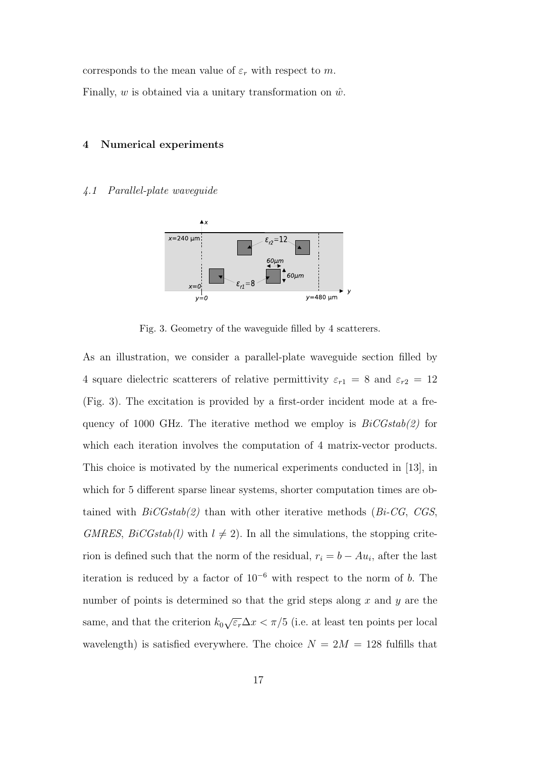corresponds to the mean value of $\varepsilon_r$ with respect to $m$.

Finally, $w$ is obtained via a unitary transformation on $\hat{w}$.

## 4 Numerical experiments

### *4.1 Parallel-plate waveguide*

Fig. 3. Geometry of the waveguide filled by 4 scatterers.

As an illustration, we consider a parallel-plate waveguide section filled by 4 square dielectric scatterers of relative permittivity $\varepsilon_{r1} = 8$ and $\varepsilon_{r2} = 12$ (Fig. 3). The excitation is provided by a first-order incident mode at a frequency of 1000 GHz. The iterative method we employ is *BiCGstab(2)* for which each iteration involves the computation of 4 matrix-vector products. This choice is motivated by the numerical experiments conducted in [13], in which for 5 different sparse linear systems, shorter computation times are obtained with *BiCGstab(2)* than with other iterative methods (*Bi-CG*, *CGS*, *GMRES*, *BiCGstab(l)* with $l \neq 2$). In all the simulations, the stopping criterion is defined such that the norm of the residual, $r_i = b - Au_i$, after the last iteration is reduced by a factor of $10^{-6}$ with respect to the norm of $b$. The number of points is determined so that the grid steps along $x$ and $y$ are the same, and that the criterion $k_0\sqrt{\varepsilon_r}\Delta x < \pi/5$ (i.e. at least ten points per local wavelength) is satisfied everywhere. The choice $N = 2M = 128$ fulfills that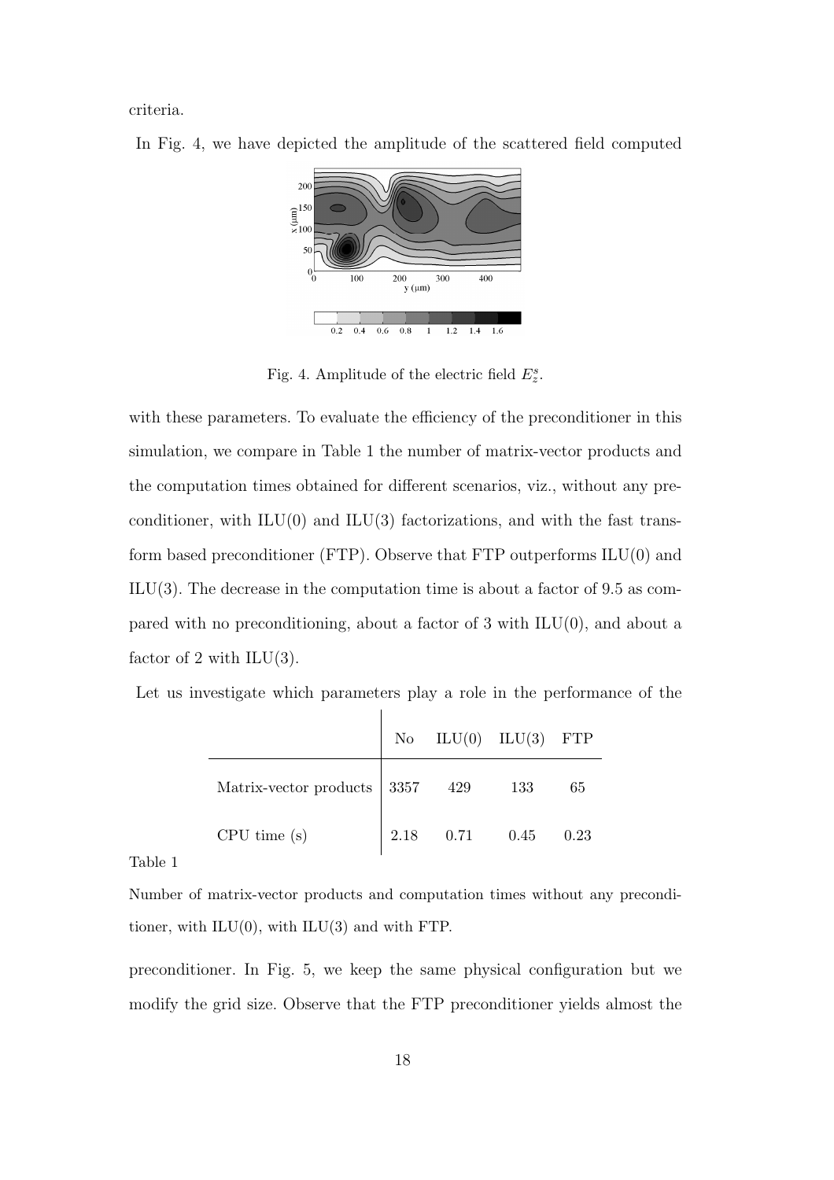criteria.

In Fig. 4, we have depicted the amplitude of the scattered field computed

Fig. 4. Amplitude of the electric field $E_z^s$.

with these parameters. To evaluate the efficiency of the preconditioner in this simulation, we compare in Table 1 the number of matrix-vector products and the computation times obtained for different scenarios, viz., without any preconditioner, with ILU(0) and ILU(3) factorizations, and with the fast transform based preconditioner (FTP). Observe that FTP outperforms ILU(0) and ILU(3). The decrease in the computation time is about a factor of 9.5 as compared with no preconditioning, about a factor of 3 with ILU(0), and about a factor of 2 with ILU(3).

Let us investigate which parameters play a role in the performance of the preconditioner. In Fig. 5, we keep the same physical configuration but we modify the grid size. Observe that the FTP preconditioner yields almost the

| | No | ILU(0) | ILU(3) | FTP |
|---|---|---|---|---|
| Matrix-vector products | 3357 | 429 | 133 | 65 |
| CPU time (s) | 2.18 | 0.71 | 0.45 | 0.23 |

Table 1

Number of matrix-vector products and computation times without any preconditioner, with ILU(0), with ILU(3) and with FTP.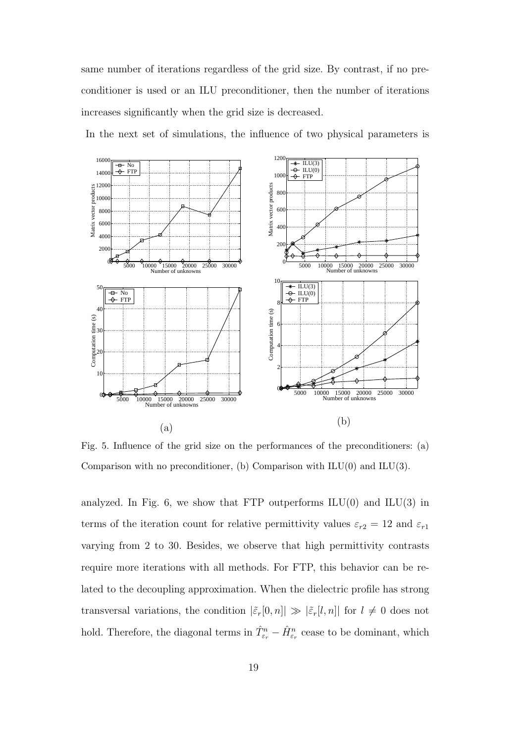same number of iterations regardless of the grid size. By contrast, if no preconditioner is used or an ILU preconditioner, then the number of iterations increases significantly when the grid size is decreased.

In the next set of simulations, the influence of two physical parameters is

Fig. 5. Influence of the grid size on the performances of the preconditioners: (a) Comparison with no preconditioner, (b) Comparison with ILU(0) and ILU(3).

analyzed. In Fig. 6, we show that FTP outperforms ILU(0) and ILU(3) in terms of the iteration count for relative permittivity values $\varepsilon_{r2} = 12$ and $\varepsilon_{r1}$ varying from 2 to 30. Besides, we observe that high permittivity contrasts require more iterations with all methods. For FTP, this behavior can be related to the decoupling approximation. When the dielectric profile has strong transversal variations, the condition $|\tilde{\varepsilon}_r[0,n]| \gg |\tilde{\varepsilon}_r[l,n]|$ for $l \neq 0$ does not hold. Therefore, the diagonal terms in $\hat{T}^n_{\varepsilon_r} - \hat{H}^n_{\varepsilon_r}$ cease to be dominant, which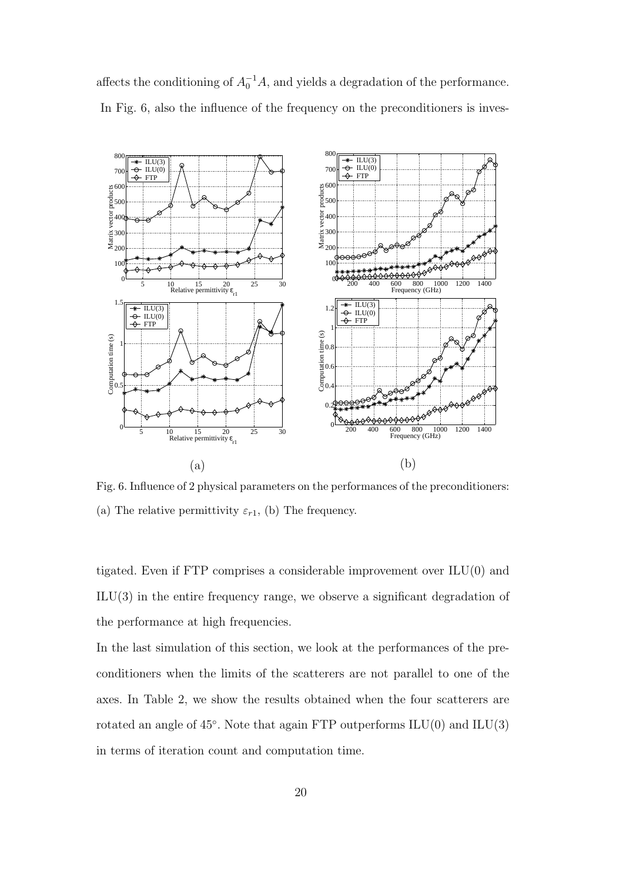affects the conditioning of $A_0^{-1}A$, and yields a degradation of the performance. In Fig. 6, also the influence of the frequency on the preconditioners is inves-

Fig. 6. Influence of 2 physical parameters on the performances of the preconditioners: (a) The relative permittivity $\varepsilon_{r1}$, (b) The frequency.

tigated. Even if FTP comprises a considerable improvement over ILU(0) and ILU(3) in the entire frequency range, we observe a significant degradation of the performance at high frequencies.

In the last simulation of this section, we look at the performances of the preconditioners when the limits of the scatterers are not parallel to one of the axes. In Table 2, we show the results obtained when the four scatterers are rotated an angle of 45°. Note that again FTP outperforms ILU(0) and ILU(3) in terms of iteration count and computation time.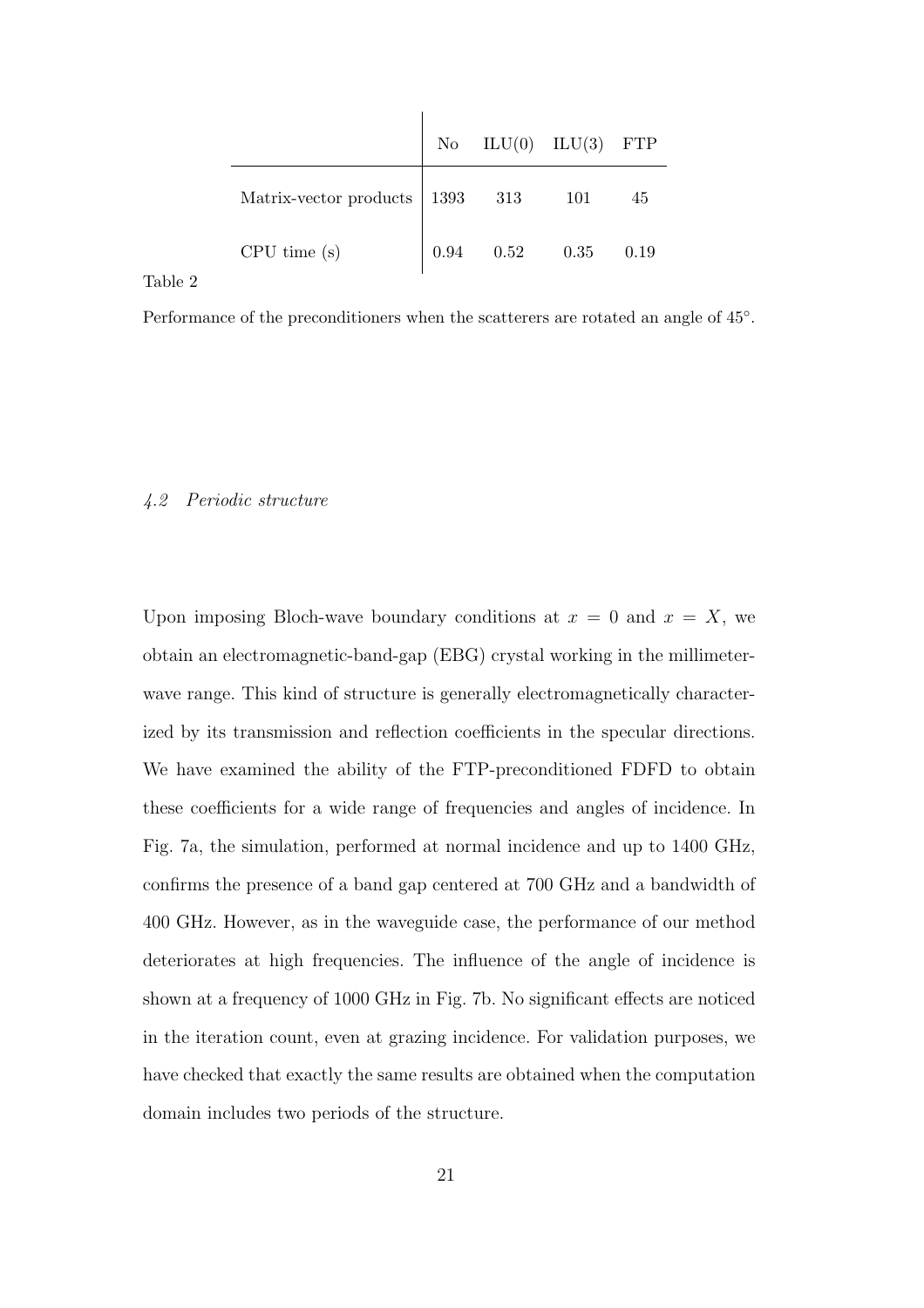|  | No | ILU(0) | ILU(3) | FTP |
|---|---|---|---|---|
| Matrix-vector products | 1393 | 313 | 101 | 45 |
| CPU time (s) | 0.94 | 0.52 | 0.35 | 0.19 |

Table 2

Performance of the preconditioners when the scatterers are rotated an angle of 45°.

### *4.2 Periodic structure*

Upon imposing Bloch-wave boundary conditions at $x = 0$ and $x = X$, we obtain an electromagnetic-band-gap (EBG) crystal working in the millimeter-wave range. This kind of structure is generally electromagnetically characterized by its transmission and reflection coefficients in the specular directions. We have examined the ability of the FTP-preconditioned FDFD to obtain these coefficients for a wide range of frequencies and angles of incidence. In Fig. 7a, the simulation, performed at normal incidence and up to 1400 GHz, confirms the presence of a band gap centered at 700 GHz and a bandwidth of 400 GHz. However, as in the waveguide case, the performance of our method deteriorates at high frequencies. The influence of the angle of incidence is shown at a frequency of 1000 GHz in Fig. 7b. No significant effects are noticed in the iteration count, even at grazing incidence. For validation purposes, we have checked that exactly the same results are obtained when the computation domain includes two periods of the structure.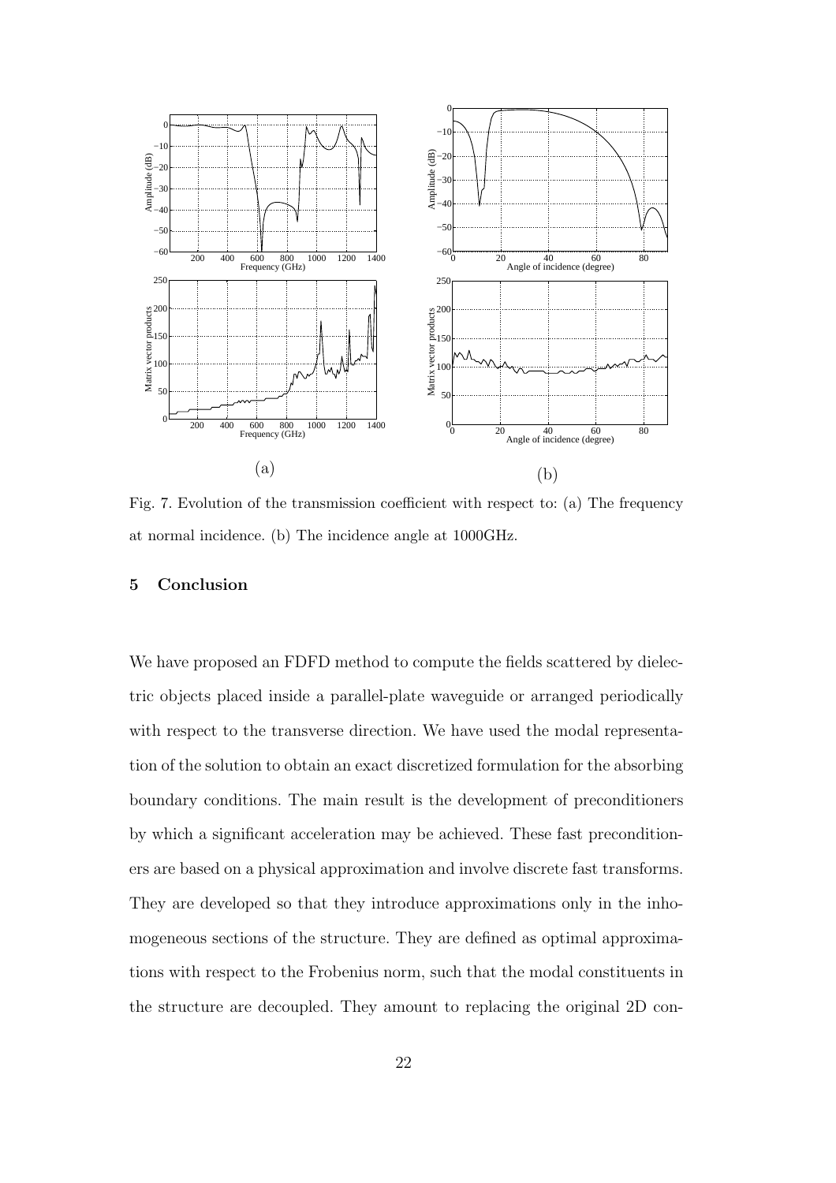(a) (b)

Fig. 7. Evolution of the transmission coefficient with respect to: (a) The frequency at normal incidence. (b) The incidence angle at 1000GHz.

## 5 Conclusion

We have proposed an FDFD method to compute the fields scattered by dielectric objects placed inside a parallel-plate waveguide or arranged periodically with respect to the transverse direction. We have used the modal representation of the solution to obtain an exact discretized formulation for the absorbing boundary conditions. The main result is the development of preconditioners by which a significant acceleration may be achieved. These fast preconditioners are based on a physical approximation and involve discrete fast transforms. They are developed so that they introduce approximations only in the inhomogeneous sections of the structure. They are defined as optimal approximations with respect to the Frobenius norm, such that the modal constituents in the structure are decoupled. They amount to replacing the original 2D con-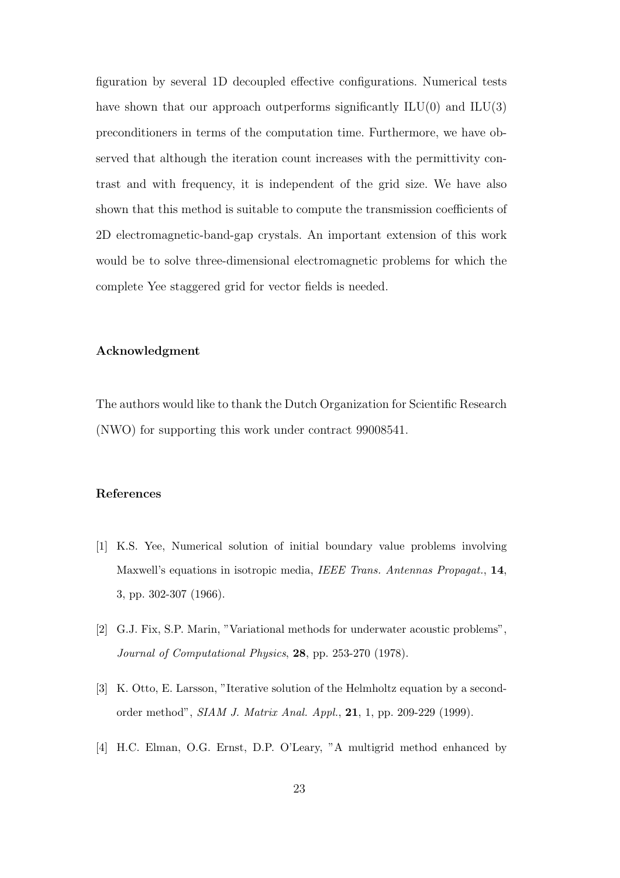figuration by several 1D decoupled effective configurations. Numerical tests have shown that our approach outperforms significantly ILU(0) and ILU(3) preconditioners in terms of the computation time. Furthermore, we have observed that although the iteration count increases with the permittivity contrast and with frequency, it is independent of the grid size. We have also shown that this method is suitable to compute the transmission coefficients of 2D electromagnetic-band-gap crystals. An important extension of this work would be to solve three-dimensional electromagnetic problems for which the complete Yee staggered grid for vector fields is needed.

## Acknowledgment

The authors would like to thank the Dutch Organization for Scientific Research (NWO) for supporting this work under contract 99008541.

## References

[1] K.S. Yee, Numerical solution of initial boundary value problems involving Maxwell's equations in isotropic media, *IEEE Trans. Antennas Propagat.*, **14**, 3, pp. 302-307 (1966).

[2] G.J. Fix, S.P. Marin, "Variational methods for underwater acoustic problems", *Journal of Computational Physics*, **28**, pp. 253-270 (1978).

[3] K. Otto, E. Larsson, "Iterative solution of the Helmholtz equation by a second-order method", *SIAM J. Matrix Anal. Appl.*, **21**, 1, pp. 209-229 (1999).

[4] H.C. Elman, O.G. Ernst, D.P. O'Leary, "A multigrid method enhanced by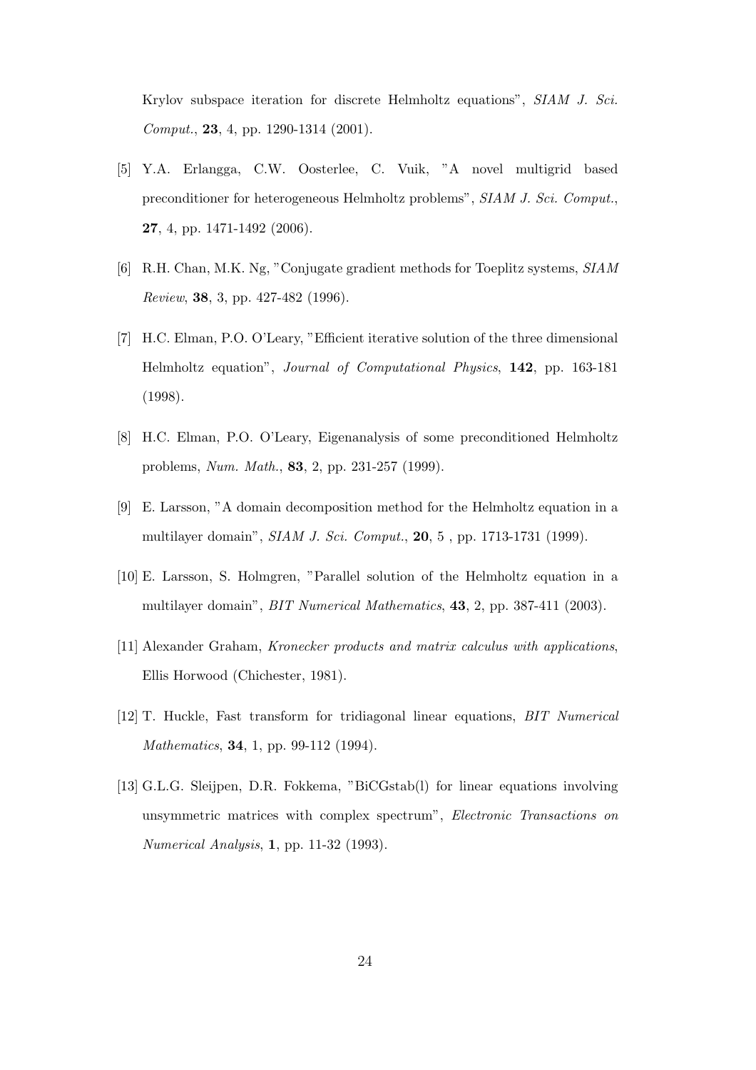Krylov subspace iteration for discrete Helmholtz equations", *SIAM J. Sci. Comput.*, **23**, 4, pp. 1290-1314 (2001).

[5] Y.A. Erlangga, C.W. Oosterlee, C. Vuik, "A novel multigrid based preconditioner for heterogeneous Helmholtz problems", *SIAM J. Sci. Comput.*, **27**, 4, pp. 1471-1492 (2006).

[6] R.H. Chan, M.K. Ng, "Conjugate gradient methods for Toeplitz systems, *SIAM Review*, **38**, 3, pp. 427-482 (1996).

[7] H.C. Elman, P.O. O'Leary, "Efficient iterative solution of the three dimensional Helmholtz equation", *Journal of Computational Physics*, **142**, pp. 163-181 (1998).

[8] H.C. Elman, P.O. O'Leary, Eigenanalysis of some preconditioned Helmholtz problems, *Num. Math.*, **83**, 2, pp. 231-257 (1999).

[9] E. Larsson, "A domain decomposition method for the Helmholtz equation in a multilayer domain", *SIAM J. Sci. Comput.*, **20**, 5 , pp. 1713-1731 (1999).

[10] E. Larsson, S. Holmgren, "Parallel solution of the Helmholtz equation in a multilayer domain", *BIT Numerical Mathematics*, **43**, 2, pp. 387-411 (2003).

[11] Alexander Graham, *Kronecker products and matrix calculus with applications*, Ellis Horwood (Chichester, 1981).

[12] T. Huckle, Fast transform for tridiagonal linear equations, *BIT Numerical Mathematics*, **34**, 1, pp. 99-112 (1994).

[13] G.L.G. Sleijpen, D.R. Fokkema, "BiCGstab(l) for linear equations involving unsymmetric matrices with complex spectrum", *Electronic Transactions on Numerical Analysis*, **1**, pp. 11-32 (1993).